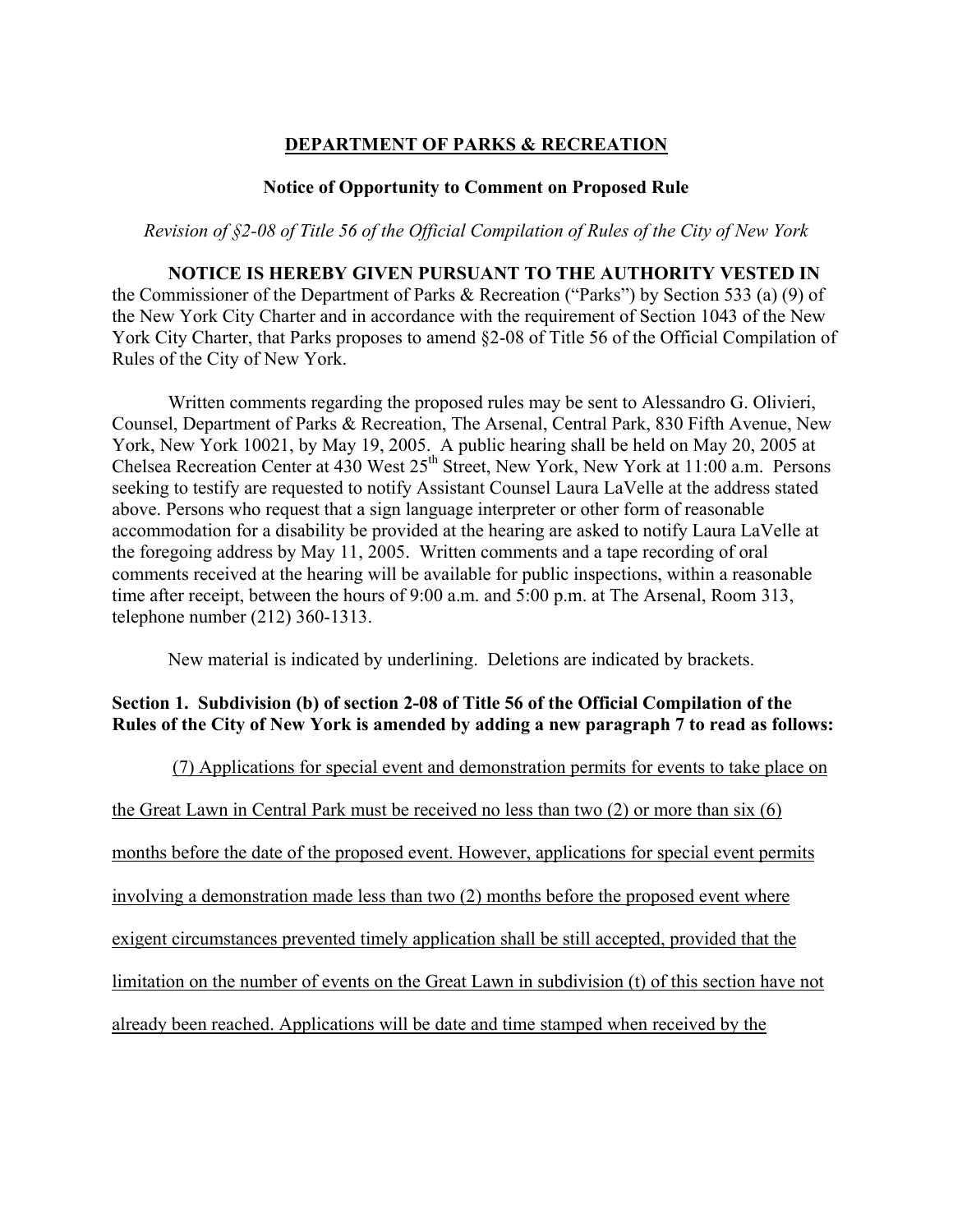# DEPARTMENT OF PARKS & RECREATION

## Notice of Opportunity to Comment on Proposed Rule

*Revision of §2-08 of Title 56 of the Official Compilation of Rules of the City of New York*

**NOTICE IS HEREBY GIVEN PURSUANT TO THE AUTHORITY VESTED IN** the Commissioner of the Department of Parks & Recreation ("Parks") by Section 533 (a) (9) of the New York City Charter and in accordance with the requirement of Section 1043 of the New York City Charter, that Parks proposes to amend §2-08 of Title 56 of the Official Compilation of Rules of the City of New York.

Written comments regarding the proposed rules may be sent to Alessandro G. Olivieri, Counsel, Department of Parks & Recreation, The Arsenal, Central Park, 830 Fifth Avenue, New York, New York 10021, by May 19, 2005. A public hearing shall be held on May 20, 2005 at Chelsea Recreation Center at 430 West 25th Street, New York, New York at 11:00 a.m. Persons seeking to testify are requested to notify Assistant Counsel Laura LaVelle at the address stated above. Persons who request that a sign language interpreter or other form of reasonable accommodation for a disability be provided at the hearing are asked to notify Laura LaVelle at the foregoing address by May 11, 2005. Written comments and a tape recording of oral comments received at the hearing will be available for public inspections, within a reasonable time after receipt, between the hours of 9:00 a.m. and 5:00 p.m. at The Arsenal, Room 313, telephone number (212) 360-1313.

New material is indicated by underlining. Deletions are indicated by brackets.

**Section 1. Subdivision (b) of section 2-08 of Title 56 of the Official Compilation of the Rules of the City of New York is amended by adding a new paragraph 7 to read as follows:**

<u>(7) Applications for special event and demonstration permits for events to take place on the Great Lawn in Central Park must be received no less than two (2) or more than six (6) months before the date of the proposed event. However, applications for special event permits involving a demonstration made less than two (2) months before the proposed event where exigent circumstances prevented timely application shall be still accepted, provided that the limitation on the number of events on the Great Lawn in subdivision (t) of this section have not already been reached. Applications will be date and time stamped when received by the</u>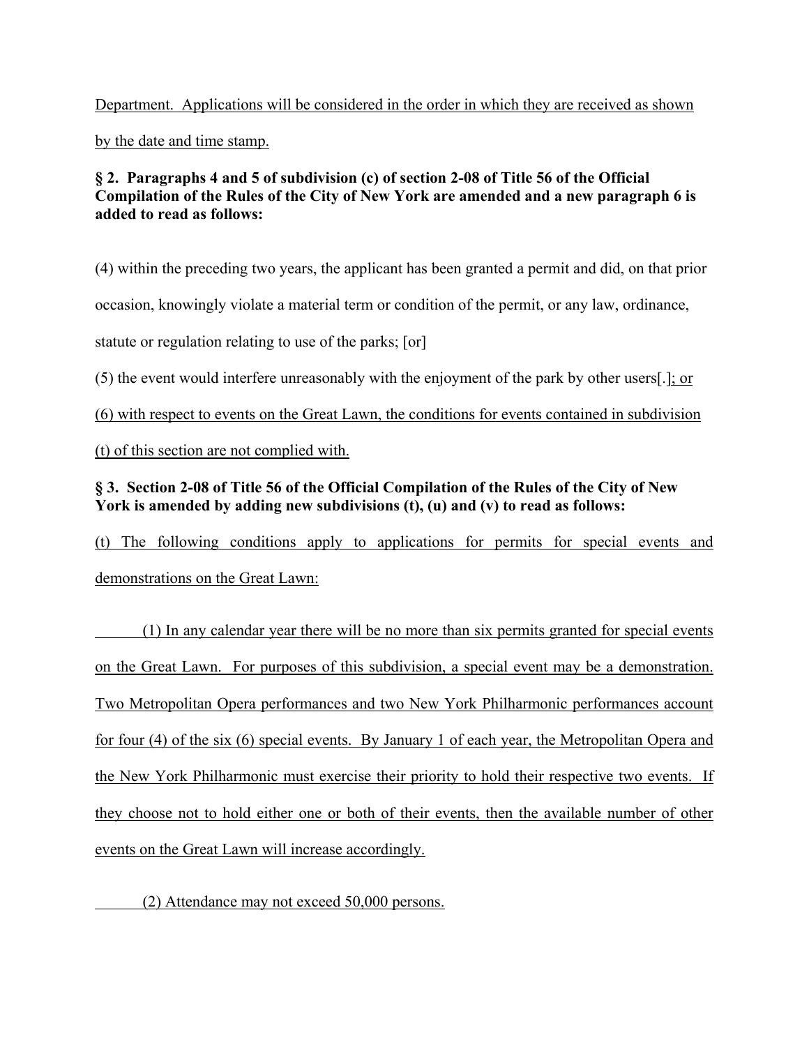Department. Applications will be considered in the order in which they are received as shown by the date and time stamp.

**§ 2. Paragraphs 4 and 5 of subdivision (c) of section 2-08 of Title 56 of the Official Compilation of the Rules of the City of New York are amended and a new paragraph 6 is added to read as follows:**

(4) within the preceding two years, the applicant has been granted a permit and did, on that prior occasion, knowingly violate a material term or condition of the permit, or any law, ordinance, statute or regulation relating to use of the parks; [or]

(5) the event would interfere unreasonably with the enjoyment of the park by other users[.]; or

(6) with respect to events on the Great Lawn, the conditions for events contained in subdivision (t) of this section are not complied with.

**§ 3. Section 2-08 of Title 56 of the Official Compilation of the Rules of the City of New York is amended by adding new subdivisions (t), (u) and (v) to read as follows:**

(t) The following conditions apply to applications for permits for special events and demonstrations on the Great Lawn:

(1) In any calendar year there will be no more than six permits granted for special events on the Great Lawn. For purposes of this subdivision, a special event may be a demonstration. Two Metropolitan Opera performances and two New York Philharmonic performances account for four (4) of the six (6) special events. By January 1 of each year, the Metropolitan Opera and the New York Philharmonic must exercise their priority to hold their respective two events. If they choose not to hold either one or both of their events, then the available number of other events on the Great Lawn will increase accordingly.

(2) Attendance may not exceed 50,000 persons.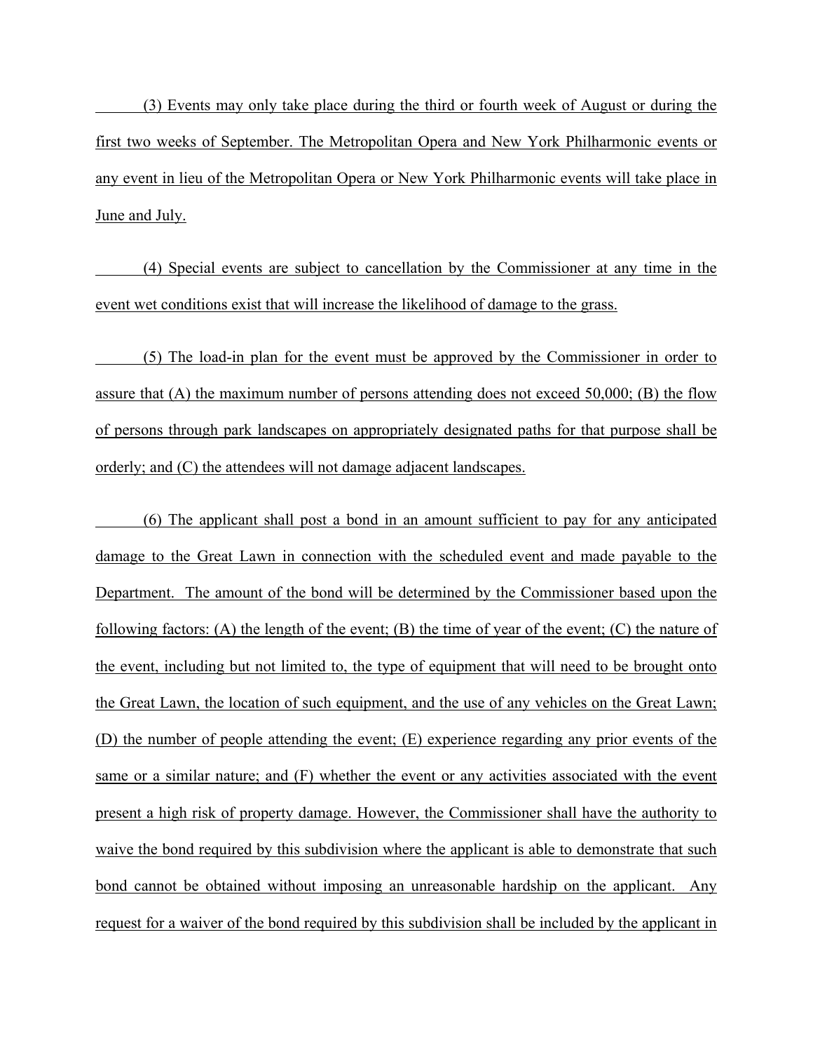(3) Events may only take place during the third or fourth week of August or during the first two weeks of September. The Metropolitan Opera and New York Philharmonic events or any event in lieu of the Metropolitan Opera or New York Philharmonic events will take place in June and July.

(4) Special events are subject to cancellation by the Commissioner at any time in the event wet conditions exist that will increase the likelihood of damage to the grass.

(5) The load-in plan for the event must be approved by the Commissioner in order to assure that (A) the maximum number of persons attending does not exceed 50,000; (B) the flow of persons through park landscapes on appropriately designated paths for that purpose shall be orderly; and (C) the attendees will not damage adjacent landscapes.

(6) The applicant shall post a bond in an amount sufficient to pay for any anticipated damage to the Great Lawn in connection with the scheduled event and made payable to the Department. The amount of the bond will be determined by the Commissioner based upon the following factors: (A) the length of the event; (B) the time of year of the event; (C) the nature of the event, including but not limited to, the type of equipment that will need to be brought onto the Great Lawn, the location of such equipment, and the use of any vehicles on the Great Lawn; (D) the number of people attending the event; (E) experience regarding any prior events of the same or a similar nature; and (F) whether the event or any activities associated with the event present a high risk of property damage. However, the Commissioner shall have the authority to waive the bond required by this subdivision where the applicant is able to demonstrate that such bond cannot be obtained without imposing an unreasonable hardship on the applicant. Any request for a waiver of the bond required by this subdivision shall be included by the applicant in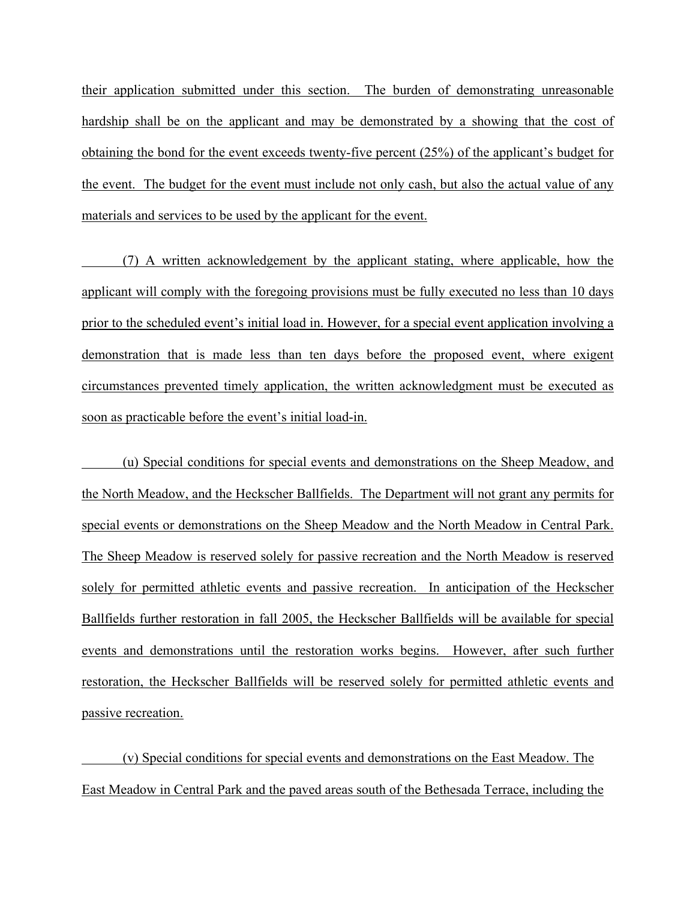their application submitted under this section. The burden of demonstrating unreasonable hardship shall be on the applicant and may be demonstrated by a showing that the cost of obtaining the bond for the event exceeds twenty-five percent (25%) of the applicant's budget for the event. The budget for the event must include not only cash, but also the actual value of any materials and services to be used by the applicant for the event.

(7) A written acknowledgement by the applicant stating, where applicable, how the applicant will comply with the foregoing provisions must be fully executed no less than 10 days prior to the scheduled event's initial load in. However, for a special event application involving a demonstration that is made less than ten days before the proposed event, where exigent circumstances prevented timely application, the written acknowledgment must be executed as soon as practicable before the event's initial load-in.

(u) Special conditions for special events and demonstrations on the Sheep Meadow, and the North Meadow, and the Heckscher Ballfields. The Department will not grant any permits for special events or demonstrations on the Sheep Meadow and the North Meadow in Central Park. The Sheep Meadow is reserved solely for passive recreation and the North Meadow is reserved solely for permitted athletic events and passive recreation. In anticipation of the Heckscher Ballfields further restoration in fall 2005, the Heckscher Ballfields will be available for special events and demonstrations until the restoration works begins. However, after such further restoration, the Heckscher Ballfields will be reserved solely for permitted athletic events and passive recreation.

(v) Special conditions for special events and demonstrations on the East Meadow. The East Meadow in Central Park and the paved areas south of the Bethesada Terrace, including the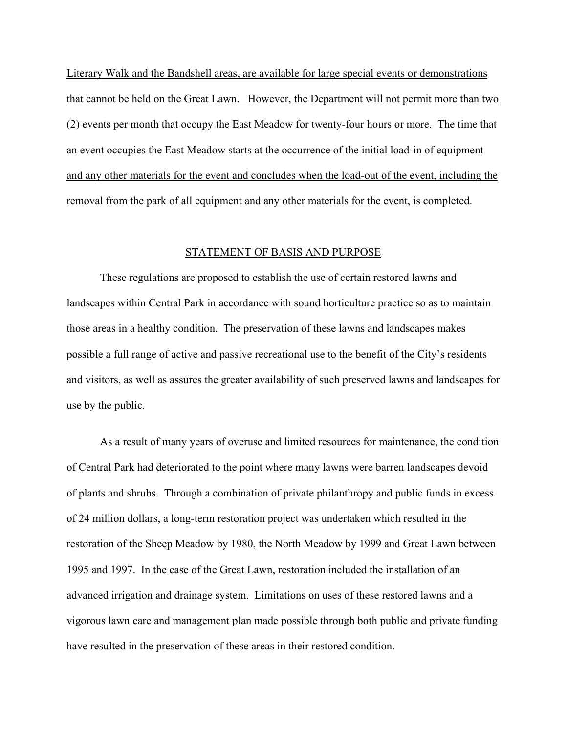<u>Literary Walk and the Bandshell areas, are available for large special events or demonstrations that cannot be held on the Great Lawn. However, the Department will not permit more than two (2) events per month that occupy the East Meadow for twenty-four hours or more. The time that an event occupies the East Meadow starts at the occurrence of the initial load-in of equipment and any other materials for the event and concludes when the load-out of the event, including the removal from the park of all equipment and any other materials for the event, is completed.</u>

## <u>STATEMENT OF BASIS AND PURPOSE</u>

These regulations are proposed to establish the use of certain restored lawns and landscapes within Central Park in accordance with sound horticulture practice so as to maintain those areas in a healthy condition. The preservation of these lawns and landscapes makes possible a full range of active and passive recreational use to the benefit of the City's residents and visitors, as well as assures the greater availability of such preserved lawns and landscapes for use by the public.

As a result of many years of overuse and limited resources for maintenance, the condition of Central Park had deteriorated to the point where many lawns were barren landscapes devoid of plants and shrubs. Through a combination of private philanthropy and public funds in excess of 24 million dollars, a long-term restoration project was undertaken which resulted in the restoration of the Sheep Meadow by 1980, the North Meadow by 1999 and Great Lawn between 1995 and 1997. In the case of the Great Lawn, restoration included the installation of an advanced irrigation and drainage system. Limitations on uses of these restored lawns and a vigorous lawn care and management plan made possible through both public and private funding have resulted in the preservation of these areas in their restored condition.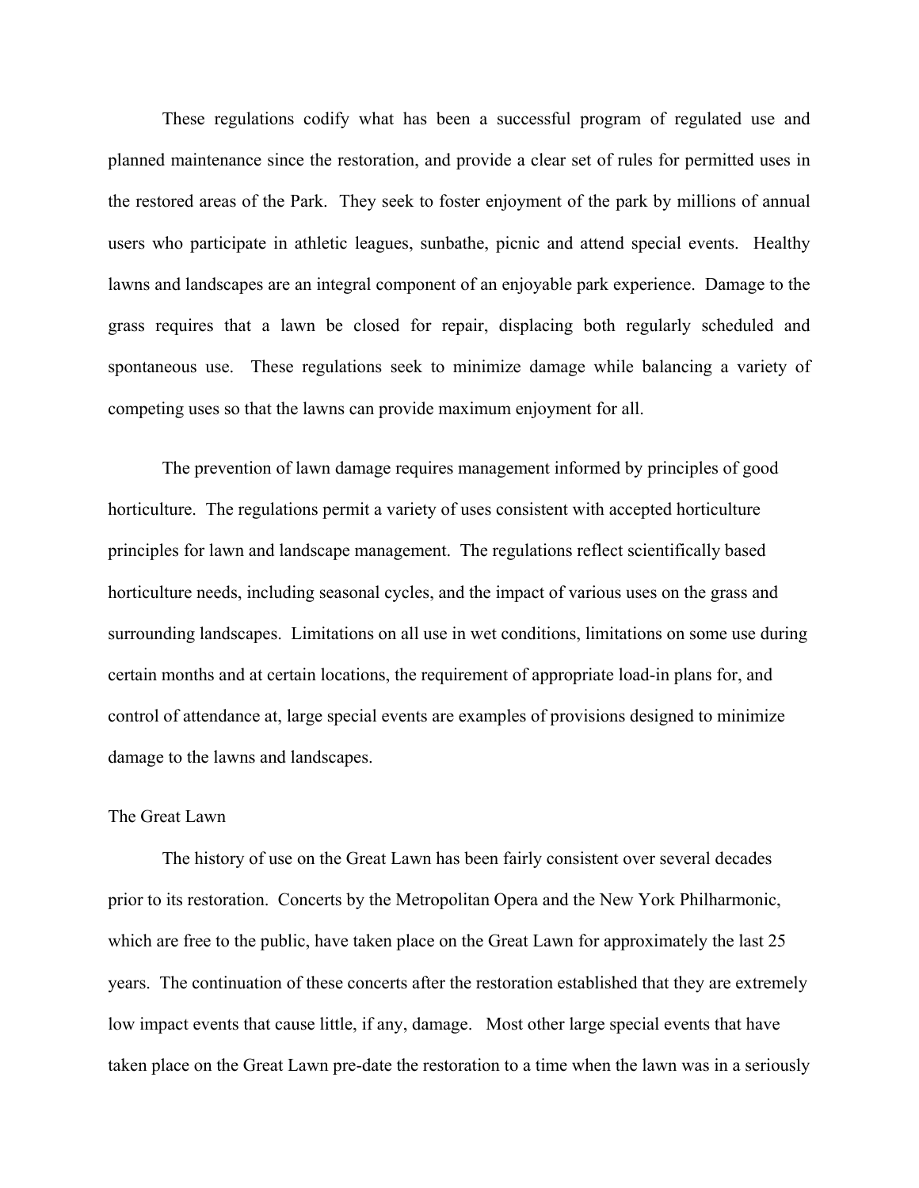These regulations codify what has been a successful program of regulated use and planned maintenance since the restoration, and provide a clear set of rules for permitted uses in the restored areas of the Park. They seek to foster enjoyment of the park by millions of annual users who participate in athletic leagues, sunbathe, picnic and attend special events. Healthy lawns and landscapes are an integral component of an enjoyable park experience. Damage to the grass requires that a lawn be closed for repair, displacing both regularly scheduled and spontaneous use. These regulations seek to minimize damage while balancing a variety of competing uses so that the lawns can provide maximum enjoyment for all.

The prevention of lawn damage requires management informed by principles of good horticulture. The regulations permit a variety of uses consistent with accepted horticulture principles for lawn and landscape management. The regulations reflect scientifically based horticulture needs, including seasonal cycles, and the impact of various uses on the grass and surrounding landscapes. Limitations on all use in wet conditions, limitations on some use during certain months and at certain locations, the requirement of appropriate load-in plans for, and control of attendance at, large special events are examples of provisions designed to minimize damage to the lawns and landscapes.

The Great Lawn

The history of use on the Great Lawn has been fairly consistent over several decades prior to its restoration. Concerts by the Metropolitan Opera and the New York Philharmonic, which are free to the public, have taken place on the Great Lawn for approximately the last 25 years. The continuation of these concerts after the restoration established that they are extremely low impact events that cause little, if any, damage. Most other large special events that have taken place on the Great Lawn pre-date the restoration to a time when the lawn was in a seriously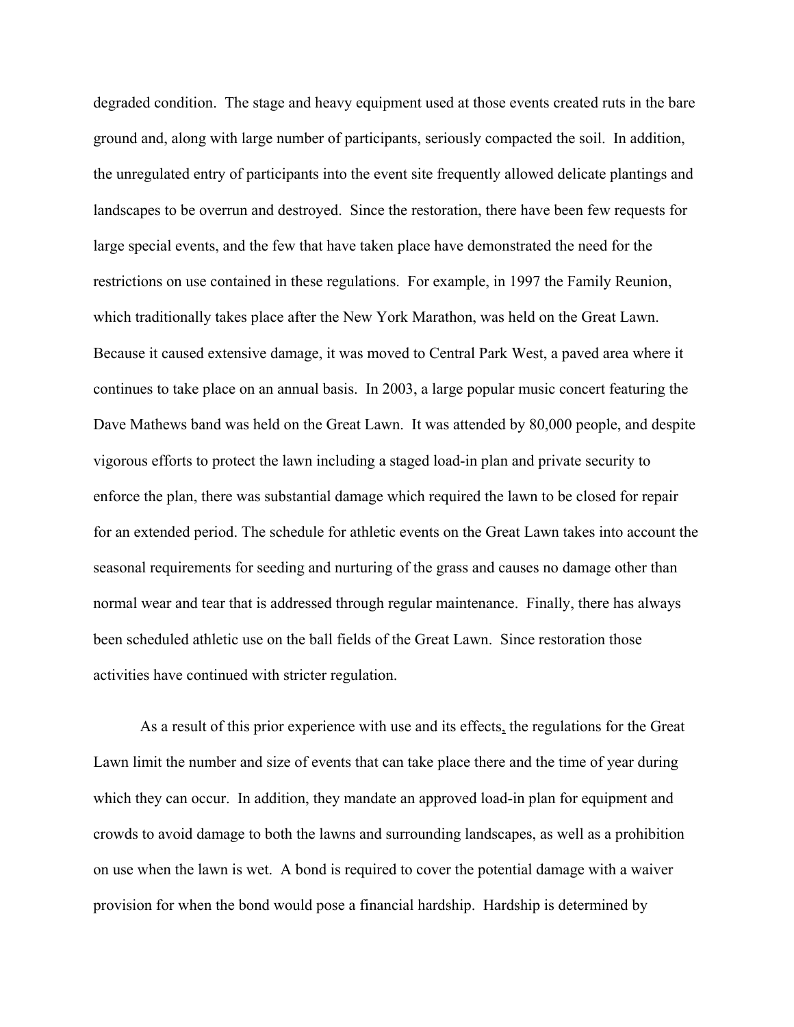degraded condition. The stage and heavy equipment used at those events created ruts in the bare ground and, along with large number of participants, seriously compacted the soil. In addition, the unregulated entry of participants into the event site frequently allowed delicate plantings and landscapes to be overrun and destroyed. Since the restoration, there have been few requests for large special events, and the few that have taken place have demonstrated the need for the restrictions on use contained in these regulations. For example, in 1997 the Family Reunion, which traditionally takes place after the New York Marathon, was held on the Great Lawn. Because it caused extensive damage, it was moved to Central Park West, a paved area where it continues to take place on an annual basis. In 2003, a large popular music concert featuring the Dave Mathews band was held on the Great Lawn. It was attended by 80,000 people, and despite vigorous efforts to protect the lawn including a staged load-in plan and private security to enforce the plan, there was substantial damage which required the lawn to be closed for repair for an extended period. The schedule for athletic events on the Great Lawn takes into account the seasonal requirements for seeding and nurturing of the grass and causes no damage other than normal wear and tear that is addressed through regular maintenance. Finally, there has always been scheduled athletic use on the ball fields of the Great Lawn. Since restoration those activities have continued with stricter regulation.

As a result of this prior experience with use and its effects, the regulations for the Great Lawn limit the number and size of events that can take place there and the time of year during which they can occur. In addition, they mandate an approved load-in plan for equipment and crowds to avoid damage to both the lawns and surrounding landscapes, as well as a prohibition on use when the lawn is wet. A bond is required to cover the potential damage with a waiver provision for when the bond would pose a financial hardship. Hardship is determined by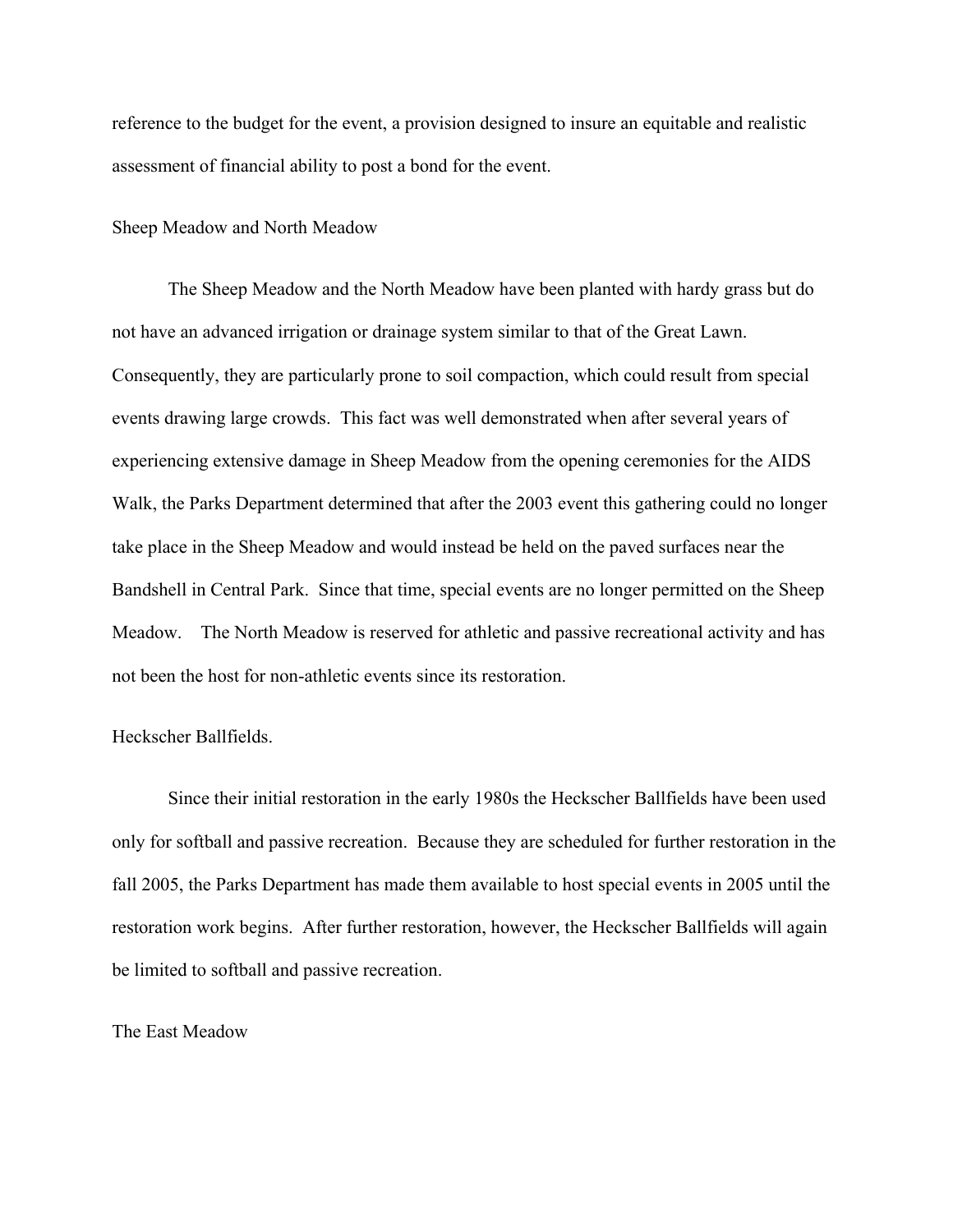reference to the budget for the event, a provision designed to insure an equitable and realistic assessment of financial ability to post a bond for the event.

## Sheep Meadow and North Meadow

The Sheep Meadow and the North Meadow have been planted with hardy grass but do not have an advanced irrigation or drainage system similar to that of the Great Lawn. Consequently, they are particularly prone to soil compaction, which could result from special events drawing large crowds. This fact was well demonstrated when after several years of experiencing extensive damage in Sheep Meadow from the opening ceremonies for the AIDS Walk, the Parks Department determined that after the 2003 event this gathering could no longer take place in the Sheep Meadow and would instead be held on the paved surfaces near the Bandshell in Central Park. Since that time, special events are no longer permitted on the Sheep Meadow. The North Meadow is reserved for athletic and passive recreational activity and has not been the host for non-athletic events since its restoration.

## Heckscher Ballfields.

Since their initial restoration in the early 1980s the Heckscher Ballfields have been used only for softball and passive recreation. Because they are scheduled for further restoration in the fall 2005, the Parks Department has made them available to host special events in 2005 until the restoration work begins. After further restoration, however, the Heckscher Ballfields will again be limited to softball and passive recreation.

## The East Meadow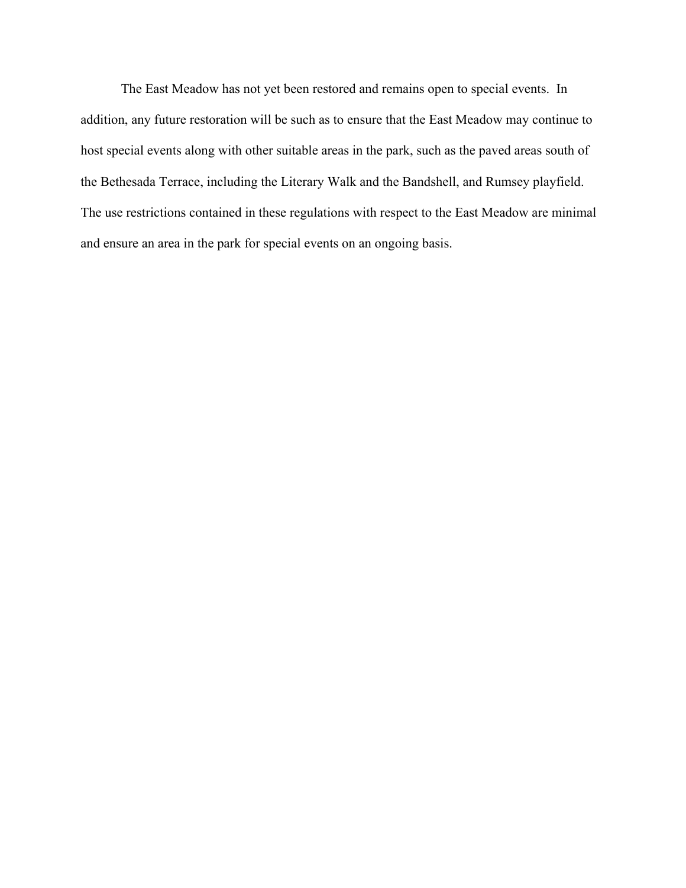The East Meadow has not yet been restored and remains open to special events. In addition, any future restoration will be such as to ensure that the East Meadow may continue to host special events along with other suitable areas in the park, such as the paved areas south of the Bethesada Terrace, including the Literary Walk and the Bandshell, and Rumsey playfield. The use restrictions contained in these regulations with respect to the East Meadow are minimal and ensure an area in the park for special events on an ongoing basis.